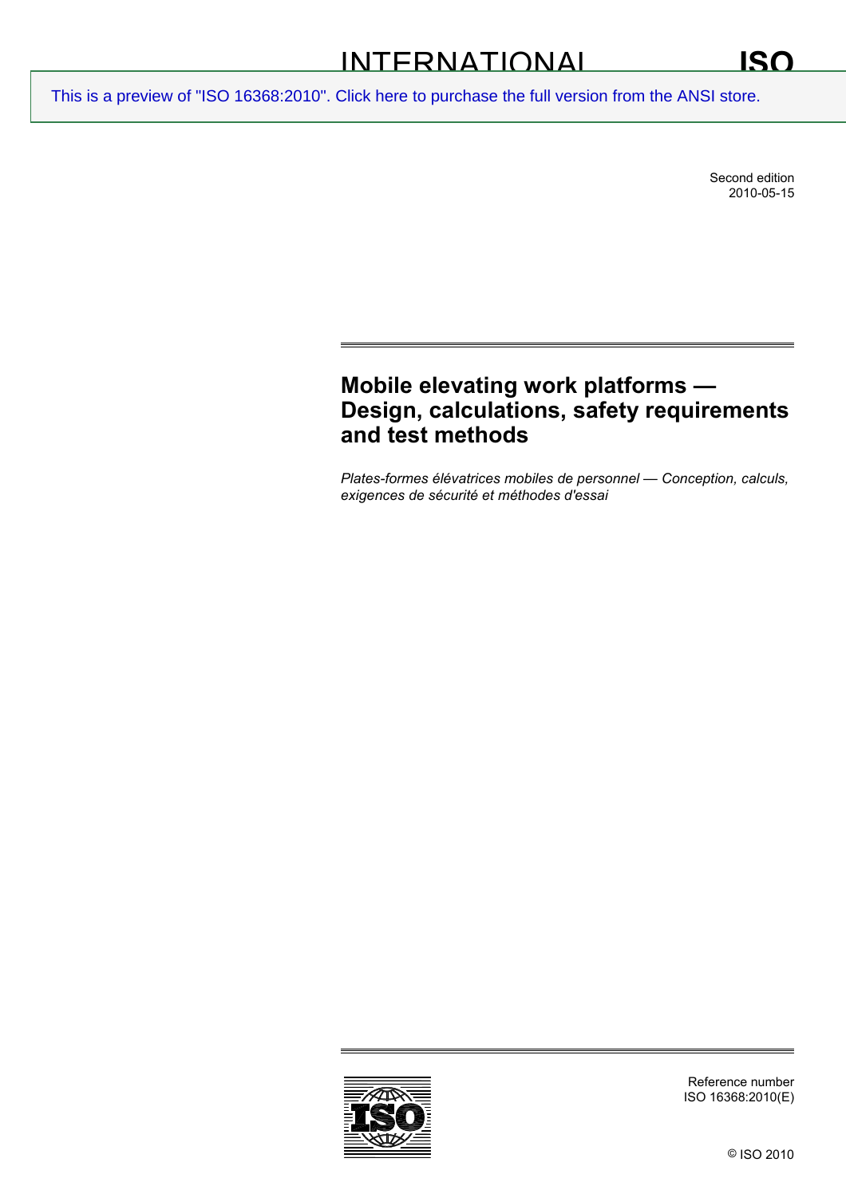INTERNATIONAL STANDARD **ISO**

This is a preview of "ISO 16368:2010". Click here to purchase the full version from the ANSI store.

Second edition
2010-05-15

# Mobile elevating work platforms — Design, calculations, safety requirements and test methods

*Plates-formes élévatrices mobiles de personnel — Conception, calculs, exigences de sécurité et méthodes d'essai*

Reference number
ISO 16368:2010(E)

© ISO 2010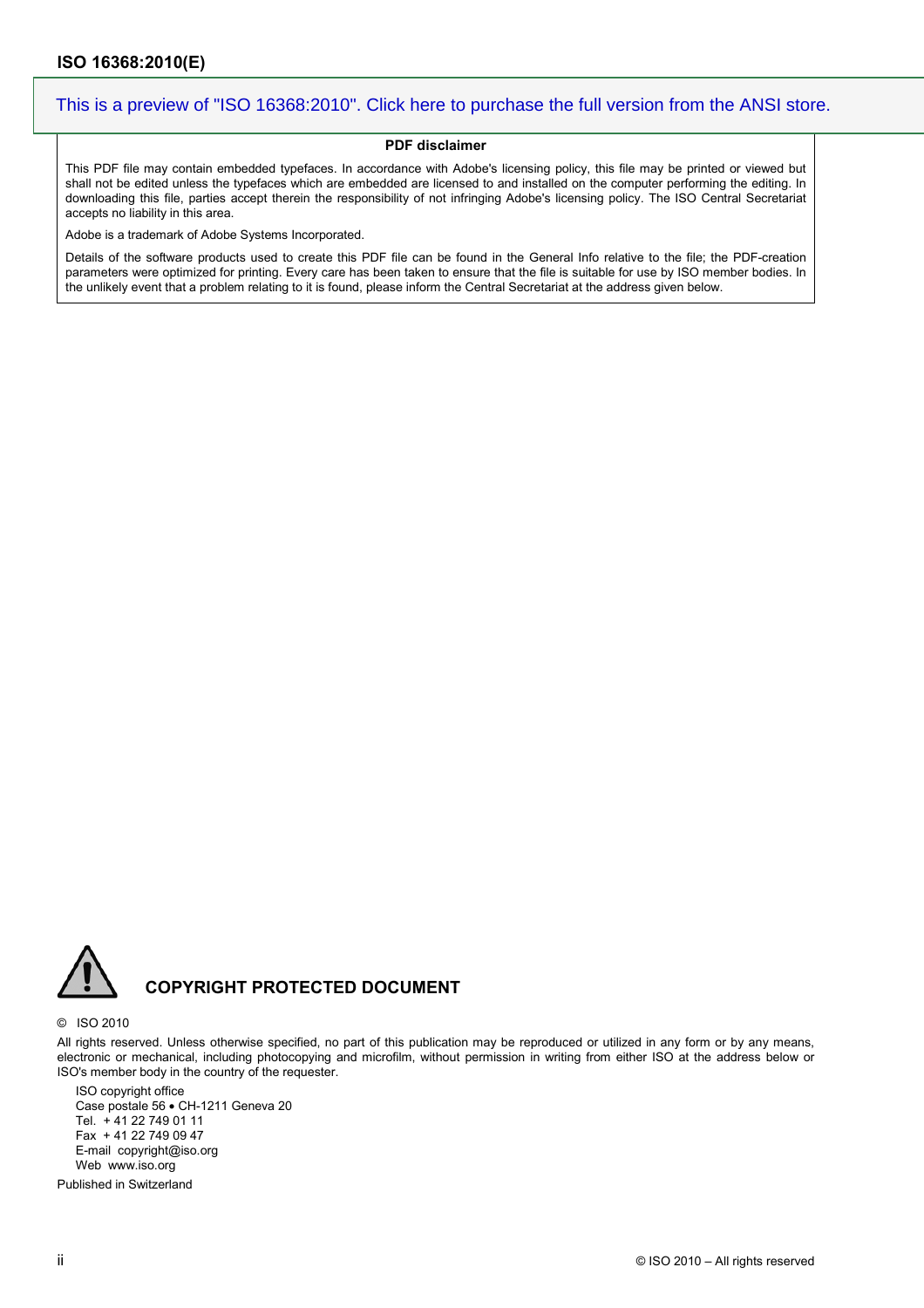This is a preview of "ISO 16368:2010". Click here to purchase the full version from the ANSI store.

**PDF disclaimer**

This PDF file may contain embedded typefaces. In accordance with Adobe's licensing policy, this file may be printed or viewed but shall not be edited unless the typefaces which are embedded are licensed to and installed on the computer performing the editing. In downloading this file, parties accept therein the responsibility of not infringing Adobe's licensing policy. The ISO Central Secretariat accepts no liability in this area.

Adobe is a trademark of Adobe Systems Incorporated.

Details of the software products used to create this PDF file can be found in the General Info relative to the file; the PDF-creation parameters were optimized for printing. Every care has been taken to ensure that the file is suitable for use by ISO member bodies. In the unlikely event that a problem relating to it is found, please inform the Central Secretariat at the address given below.

## COPYRIGHT PROTECTED DOCUMENT

© ISO 2010

All rights reserved. Unless otherwise specified, no part of this publication may be reproduced or utilized in any form or by any means, electronic or mechanical, including photocopying and microfilm, without permission in writing from either ISO at the address below or ISO's member body in the country of the requester.

ISO copyright office
Case postale 56 • CH-1211 Geneva 20
Tel. + 41 22 749 01 11
Fax + 41 22 749 09 47
E-mail copyright@iso.org
Web www.iso.org

Published in Switzerland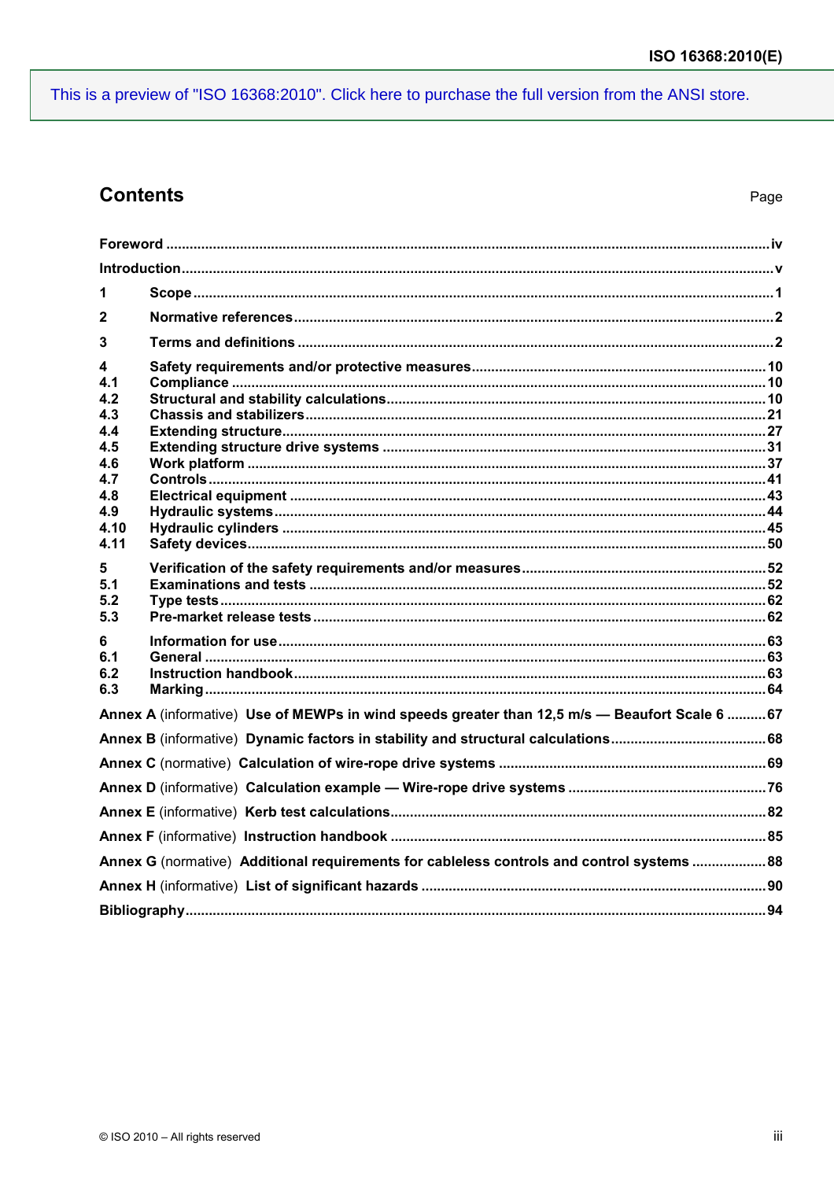# Contents

Page

| | | |
|---|---|---|
| Foreword | | iv |
| Introduction | | v |
| 1 | Scope | 1 |
| 2 | Normative references | 2 |
| 3 | Terms and definitions | 2 |
| 4 | Safety requirements and/or protective measures | 10 |
| 4.1 | Compliance | 10 |
| 4.2 | Structural and stability calculations | 10 |
| 4.3 | Chassis and stabilizers | 21 |
| 4.4 | Extending structure | 27 |
| 4.5 | Extending structure drive systems | 31 |
| 4.6 | Work platform | 37 |
| 4.7 | Controls | 41 |
| 4.8 | Electrical equipment | 43 |
| 4.9 | Hydraulic systems | 44 |
| 4.10 | Hydraulic cylinders | 45 |
| 4.11 | Safety devices | 50 |
| 5 | Verification of the safety requirements and/or measures | 52 |
| 5.1 | Examinations and tests | 52 |
| 5.2 | Type tests | 62 |
| 5.3 | Pre-market release tests | 62 |
| 6 | Information for use | 63 |
| 6.1 | General | 63 |
| 6.2 | Instruction handbook | 63 |
| 6.3 | Marking | 64 |
| Annex A (informative) | Use of MEWPs in wind speeds greater than 12,5 m/s — Beaufort Scale 6 | 67 |
| Annex B (informative) | Dynamic factors in stability and structural calculations | 68 |
| Annex C (normative) | Calculation of wire-rope drive systems | 69 |
| Annex D (informative) | Calculation example — Wire-rope drive systems | 76 |
| Annex E (informative) | Kerb test calculations | 82 |
| Annex F (informative) | Instruction handbook | 85 |
| Annex G (normative) | Additional requirements for cableless controls and control systems | 88 |
| Annex H (informative) | List of significant hazards | 90 |
| Bibliography | | 94 |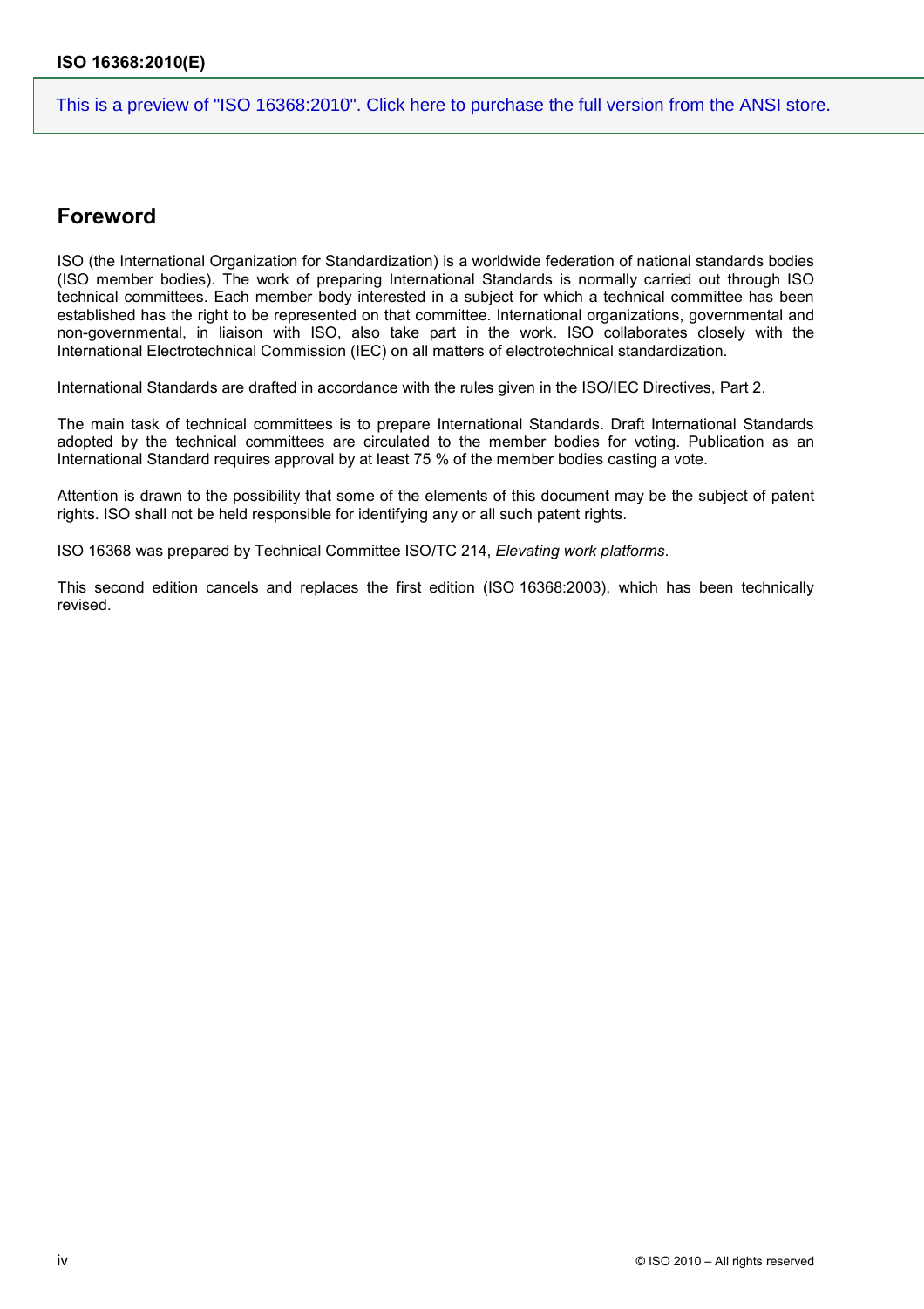## Foreword

ISO (the International Organization for Standardization) is a worldwide federation of national standards bodies (ISO member bodies). The work of preparing International Standards is normally carried out through ISO technical committees. Each member body interested in a subject for which a technical committee has been established has the right to be represented on that committee. International organizations, governmental and non-governmental, in liaison with ISO, also take part in the work. ISO collaborates closely with the International Electrotechnical Commission (IEC) on all matters of electrotechnical standardization.

International Standards are drafted in accordance with the rules given in the ISO/IEC Directives, Part 2.

The main task of technical committees is to prepare International Standards. Draft International Standards adopted by the technical committees are circulated to the member bodies for voting. Publication as an International Standard requires approval by at least 75 % of the member bodies casting a vote.

Attention is drawn to the possibility that some of the elements of this document may be the subject of patent rights. ISO shall not be held responsible for identifying any or all such patent rights.

ISO 16368 was prepared by Technical Committee ISO/TC 214, *Elevating work platforms*.

This second edition cancels and replaces the first edition (ISO 16368:2003), which has been technically revised.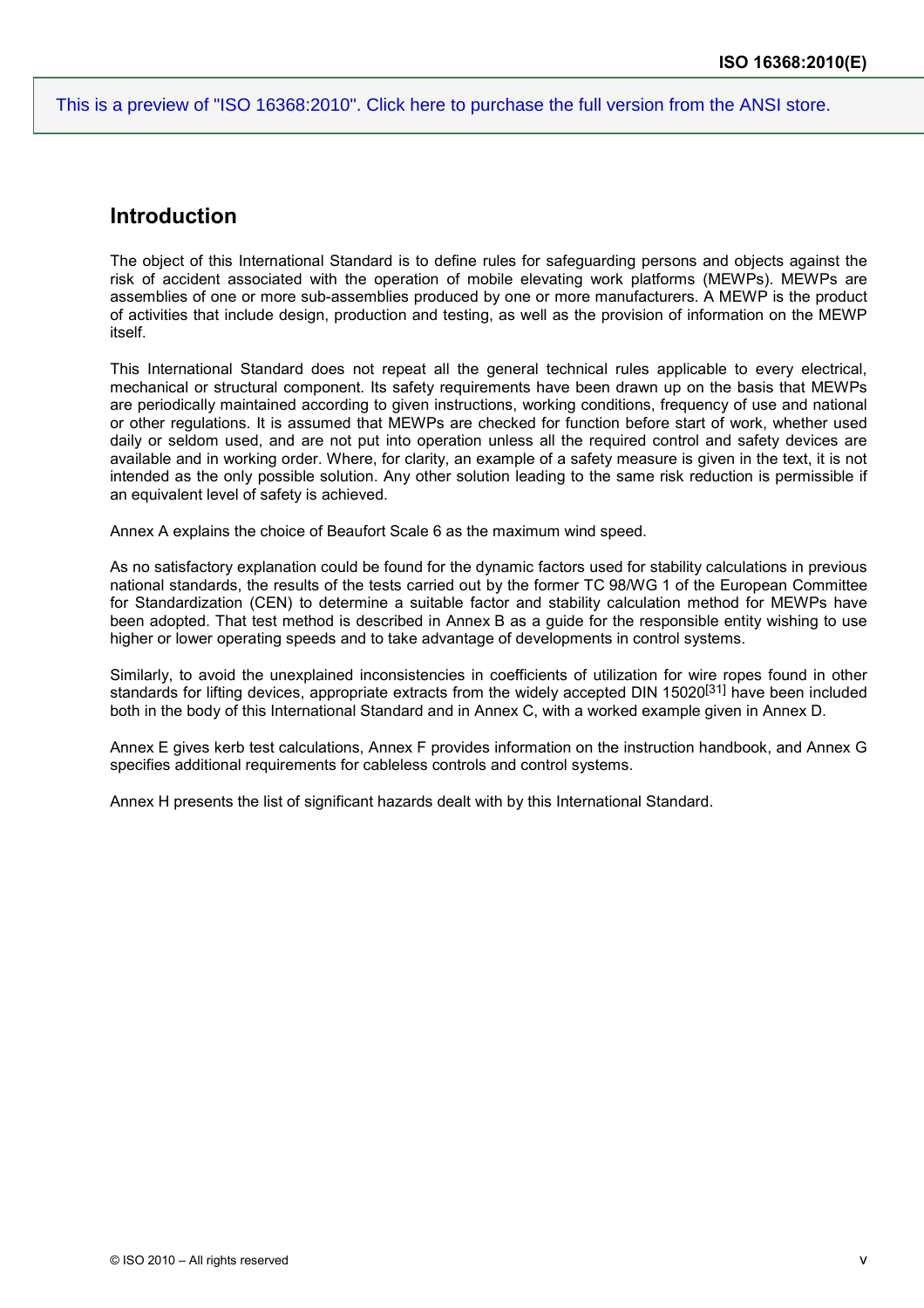## Introduction

The object of this International Standard is to define rules for safeguarding persons and objects against the risk of accident associated with the operation of mobile elevating work platforms (MEWPs). MEWPs are assemblies of one or more sub-assemblies produced by one or more manufacturers. A MEWP is the product of activities that include design, production and testing, as well as the provision of information on the MEWP itself.

This International Standard does not repeat all the general technical rules applicable to every electrical, mechanical or structural component. Its safety requirements have been drawn up on the basis that MEWPs are periodically maintained according to given instructions, working conditions, frequency of use and national or other regulations. It is assumed that MEWPs are checked for function before start of work, whether used daily or seldom used, and are not put into operation unless all the required control and safety devices are available and in working order. Where, for clarity, an example of a safety measure is given in the text, it is not intended as the only possible solution. Any other solution leading to the same risk reduction is permissible if an equivalent level of safety is achieved.

Annex A explains the choice of Beaufort Scale 6 as the maximum wind speed.

As no satisfactory explanation could be found for the dynamic factors used for stability calculations in previous national standards, the results of the tests carried out by the former TC 98/WG 1 of the European Committee for Standardization (CEN) to determine a suitable factor and stability calculation method for MEWPs have been adopted. That test method is described in Annex B as a guide for the responsible entity wishing to use higher or lower operating speeds and to take advantage of developments in control systems.

Similarly, to avoid the unexplained inconsistencies in coefficients of utilization for wire ropes found in other standards for lifting devices, appropriate extracts from the widely accepted DIN 15020[31] have been included both in the body of this International Standard and in Annex C, with a worked example given in Annex D.

Annex E gives kerb test calculations, Annex F provides information on the instruction handbook, and Annex G specifies additional requirements for cableless controls and control systems.

Annex H presents the list of significant hazards dealt with by this International Standard.